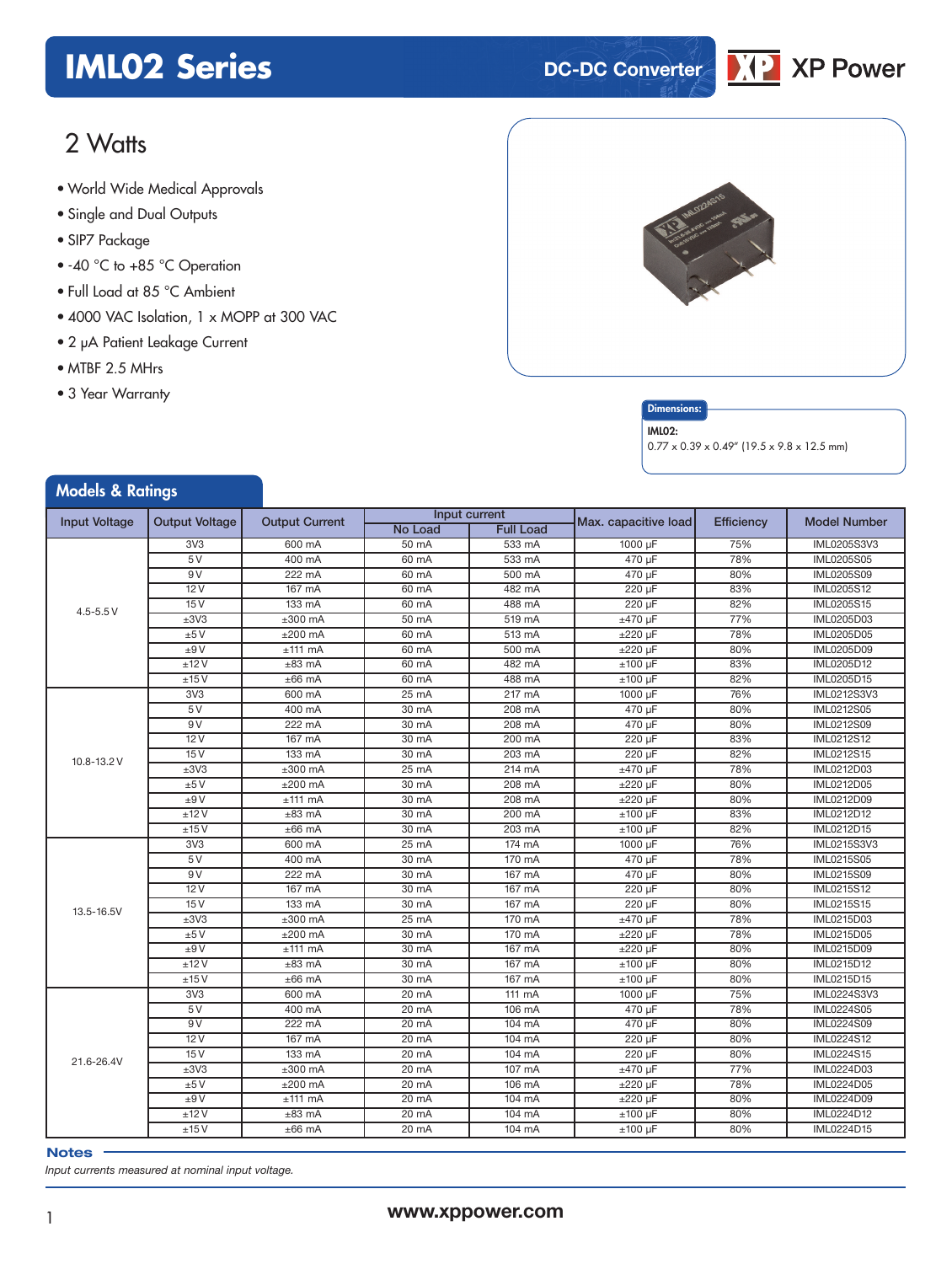# IML02 Series

DC-DC Converter

## 2 Watts

- World Wide Medical Approvals
- Single and Dual Outputs
- SIP7 Package
- -40 °C to +85 °C Operation
- Full Load at 85 °C Ambient
- 4000 VAC Isolation, 1 x MOPP at 300 VAC
- 2 µA Patient Leakage Current
- MTBF 2.5 MHrs
- 3 Year Warranty

**Dimensions:**

**IML02:**
0.77 x 0.39 x 0.49" (19.5 x 9.8 x 12.5 mm)

## Models & Ratings

| Input Voltage | Output Voltage | Output Current | Input current | | Max. capacitive load | Efficiency | Model Number |
|---|---|---|---|---|---|---|---|
| | | | No Load | Full Load | | | |
| 4.5-5.5 V | 3V3 | 600 mA | 50 mA | 533 mA | 1000 µF | 75% | IML0205S3V3 |
| | 5 V | 400 mA | 60 mA | 533 mA | 470 µF | 78% | IML0205S05 |
| | 9 V | 222 mA | 60 mA | 500 mA | 470 µF | 80% | IML0205S09 |
| | 12 V | 167 mA | 60 mA | 482 mA | 220 µF | 83% | IML0205S12 |
| | 15 V | 133 mA | 60 mA | 488 mA | 220 µF | 82% | IML0205S15 |
| | ±3V3 | ±300 mA | 50 mA | 519 mA | ±470 µF | 77% | IML0205D03 |
| | ±5 V | ±200 mA | 60 mA | 513 mA | ±220 µF | 78% | IML0205D05 |
| | ±9 V | ±111 mA | 60 mA | 500 mA | ±220 µF | 80% | IML0205D09 |
| | ±12 V | ±83 mA | 60 mA | 482 mA | ±100 µF | 83% | IML0205D12 |
| | ±15 V | ±66 mA | 60 mA | 488 mA | ±100 µF | 82% | IML0205D15 |
| 10.8-13.2 V | 3V3 | 600 mA | 25 mA | 217 mA | 1000 µF | 76% | IML0212S3V3 |
| | 5 V | 400 mA | 30 mA | 208 mA | 470 µF | 80% | IML0212S05 |
| | 9 V | 222 mA | 30 mA | 208 mA | 470 µF | 80% | IML0212S09 |
| | 12 V | 167 mA | 30 mA | 200 mA | 220 µF | 83% | IML0212S12 |
| | 15 V | 133 mA | 30 mA | 203 mA | 220 µF | 82% | IML0212S15 |
| | ±3V3 | ±300 mA | 25 mA | 214 mA | ±470 µF | 78% | IML0212D03 |
| | ±5 V | ±200 mA | 30 mA | 208 mA | ±220 µF | 80% | IML0212D05 |
| | ±9 V | ±111 mA | 30 mA | 208 mA | ±220 µF | 80% | IML0212D09 |
| | ±12 V | ±83 mA | 30 mA | 200 mA | ±100 µF | 83% | IML0212D12 |
| | ±15 V | ±66 mA | 30 mA | 203 mA | ±100 µF | 82% | IML0212D15 |
| 13.5-16.5V | 3V3 | 600 mA | 25 mA | 174 mA | 1000 µF | 76% | IML0215S3V3 |
| | 5 V | 400 mA | 30 mA | 170 mA | 470 µF | 78% | IML0215S05 |
| | 9 V | 222 mA | 30 mA | 167 mA | 470 µF | 80% | IML0215S09 |
| | 12 V | 167 mA | 30 mA | 167 mA | 220 µF | 80% | IML0215S12 |
| | 15 V | 133 mA | 30 mA | 167 mA | 220 µF | 80% | IML0215S15 |
| | ±3V3 | ±300 mA | 25 mA | 170 mA | ±470 µF | 78% | IML0215D03 |
| | ±5 V | ±200 mA | 30 mA | 170 mA | ±220 µF | 78% | IML0215D05 |
| | ±9 V | ±111 mA | 30 mA | 167 mA | ±220 µF | 80% | IML0215D09 |
| | ±12 V | ±83 mA | 30 mA | 167 mA | ±100 µF | 80% | IML0215D12 |
| | ±15 V | ±66 mA | 30 mA | 167 mA | ±100 µF | 80% | IML0215D15 |
| 21.6-26.4V | 3V3 | 600 mA | 20 mA | 111 mA | 1000 µF | 75% | IML0224S3V3 |
| | 5 V | 400 mA | 20 mA | 106 mA | 470 µF | 78% | IML0224S05 |
| | 9 V | 222 mA | 20 mA | 104 mA | 470 µF | 80% | IML0224S09 |
| | 12 V | 167 mA | 20 mA | 104 mA | 220 µF | 80% | IML0224S12 |
| | 15 V | 133 mA | 20 mA | 104 mA | 220 µF | 80% | IML0224S15 |
| | ±3V3 | ±300 mA | 20 mA | 107 mA | ±470 µF | 77% | IML0224D03 |
| | ±5 V | ±200 mA | 20 mA | 106 mA | ±220 µF | 78% | IML0224D05 |
| | ±9 V | ±111 mA | 20 mA | 104 mA | ±220 µF | 80% | IML0224D09 |
| | ±12 V | ±83 mA | 20 mA | 104 mA | ±100 µF | 80% | IML0224D12 |
| | ±15 V | ±66 mA | 20 mA | 104 mA | ±100 µF | 80% | IML0224D15 |

**Notes**

*Input currents measured at nominal input voltage.*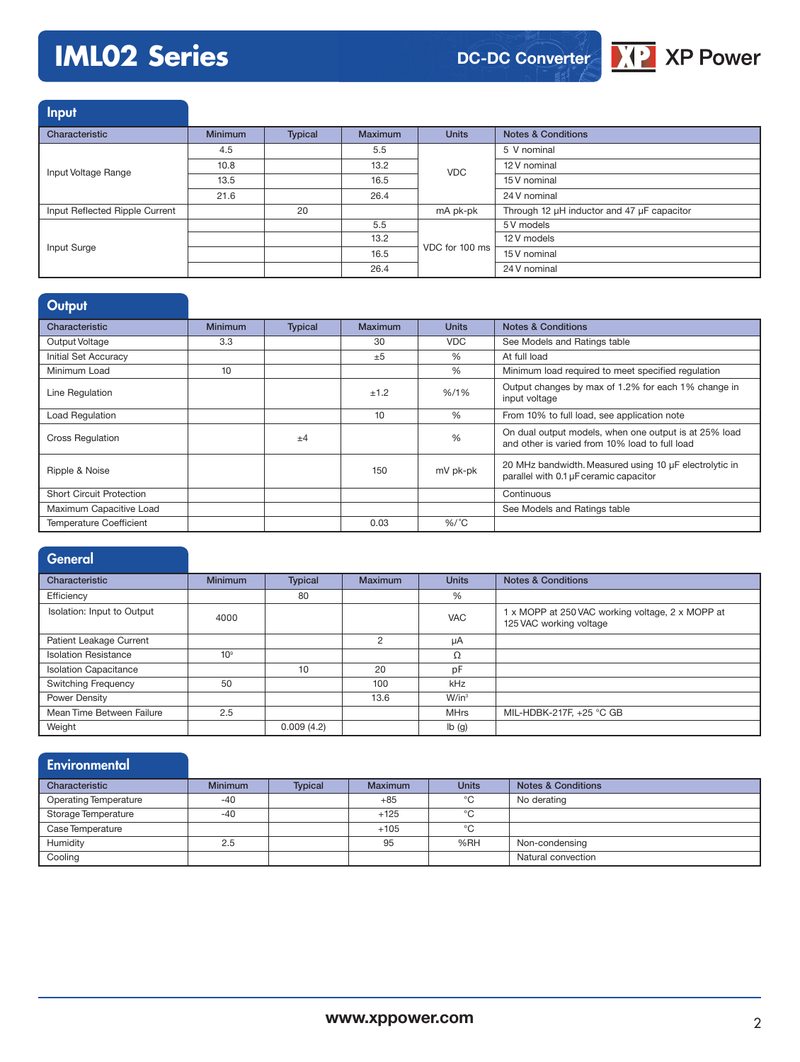## Input

| Characteristic | Minimum | Typical | Maximum | Units | Notes & Conditions |
|---|---|---|---|---|---|
| Input Voltage Range | 4.5 | | 5.5 | VDC | 5 V nominal |
| | 10.8 | | 13.2 | | 12 V nominal |
| | 13.5 | | 16.5 | | 15 V nominal |
| | 21.6 | | 26.4 | | 24 V nominal |
| Input Reflected Ripple Current | | 20 | | mA pk-pk | Through 12 µH inductor and 47 µF capacitor |
| Input Surge | | | 5.5 | VDC for 100 ms | 5 V models |
| | | | 13.2 | | 12 V models |
| | | | 16.5 | | 15 V nominal |
| | | | 26.4 | | 24 V nominal |

## Output

| Characteristic | Minimum | Typical | Maximum | Units | Notes & Conditions |
|---|---|---|---|---|---|
| Output Voltage | 3.3 | | 30 | VDC | See Models and Ratings table |
| Initial Set Accuracy | | | ±5 | % | At full load |
| Minimum Load | 10 | | | % | Minimum load required to meet specified regulation |
| Line Regulation | | | ±1.2 | %/1% | Output changes by max of 1.2% for each 1% change in input voltage |
| Load Regulation | | | 10 | % | From 10% to full load, see application note |
| Cross Regulation | | ±4 | | % | On dual output models, when one output is at 25% load and other is varied from 10% load to full load |
| Ripple & Noise | | | 150 | mV pk-pk | 20 MHz bandwidth. Measured using 10 µF electrolytic in parallel with 0.1 µF ceramic capacitor |
| Short Circuit Protection | | | | | Continuous |
| Maximum Capacitive Load | | | | | See Models and Ratings table |
| Temperature Coefficient | | | 0.03 | %/°C | |

## General

| Characteristic | Minimum | Typical | Maximum | Units | Notes & Conditions |
|---|---|---|---|---|---|
| Efficiency | | 80 | | % | |
| Isolation: Input to Output | 4000 | | | VAC | 1 x MOPP at 250 VAC working voltage, 2 x MOPP at 125 VAC working voltage |
| Patient Leakage Current | | | 2 | µA | |
| Isolation Resistance | $10^9$ | | | Ω | |
| Isolation Capacitance | | 10 | 20 | pF | |
| Switching Frequency | 50 | | 100 | kHz | |
| Power Density | | | 13.6 | W/in³ | |
| Mean Time Between Failure | 2.5 | | | MHrs | MIL-HDBK-217F, +25 °C GB |
| Weight | | 0.009 (4.2) | | lb (g) | |

## Environmental

| Characteristic | Minimum | Typical | Maximum | Units | Notes & Conditions |
|---|---|---|---|---|---|
| Operating Temperature | -40 | | +85 | °C | No derating |
| Storage Temperature | -40 | | +125 | °C | |
| Case Temperature | | | +105 | °C | |
| Humidity | 2.5 | | 95 | %RH | Non-condensing |
| Cooling | | | | | Natural convection |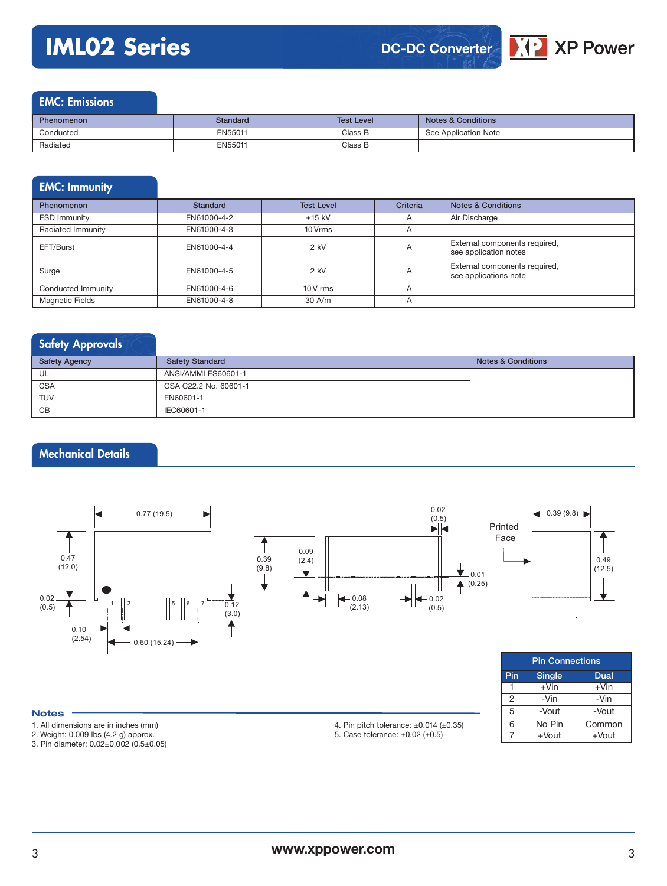# IML02 Series

DC-DC Converter

## EMC: Emissions

| Phenomenon | Standard | Test Level | Notes & Conditions |
|---|---|---|---|
| Conducted | EN55011 | Class B | See Application Note |
| Radiated | EN55011 | Class B | |

## EMC: Immunity

| Phenomenon | Standard | Test Level | Criteria | Notes & Conditions |
|---|---|---|---|---|
| ESD Immunity | EN61000-4-2 | ±15 kV | A | Air Discharge |
| Radiated Immunity | EN61000-4-3 | 10 Vrms | A | |
| EFT/Burst | EN61000-4-4 | 2 kV | A | External components required, see application notes |
| Surge | EN61000-4-5 | 2 kV | A | External components required, see applications note |
| Conducted Immunity | EN61000-4-6 | 10 V rms | A | |
| Magnetic Fields | EN61000-4-8 | 30 A/m | A | |

## Safety Approvals

| Safety Agency | Safety Standard | Notes & Conditions |
|---|---|---|
| UL | ANSI/AMMI ES60601-1 | |
| CSA | CSA C22.2 No. 60601-1 | |
| TUV | EN60601-1 | |
| CB | IEC60601-1 | |

## Mechanical Details

0.77 (19.5)
0.47 (12.0)
0.02 (0.5)
0.10 (2.54)
0.60 (15.24)
0.12 (3.0)
0.39 (9.8)
0.09 (2.4)
0.08 (2.13)
0.02 (0.5)
0.01 (0.25)
0.02 (0.5)
Printed Face
0.39 (9.8)
0.49 (12.5)

| Pin Connections | | |
|---|---|---|
| Pin | Single | Dual |
| 1 | +Vin | +Vin |
| 2 | -Vin | -Vin |
| 5 | -Vout | -Vout |
| 6 | No Pin | Common |
| 7 | +Vout | +Vout |

### Notes

1. All dimensions are in inches (mm)
2. Weight: 0.009 lbs (4.2 g) approx.
3. Pin diameter: 0.02±0.002 (0.5±0.05)
4. Pin pitch tolerance: ±0.014 (±0.35)
5. Case tolerance: ±0.02 (±0.5)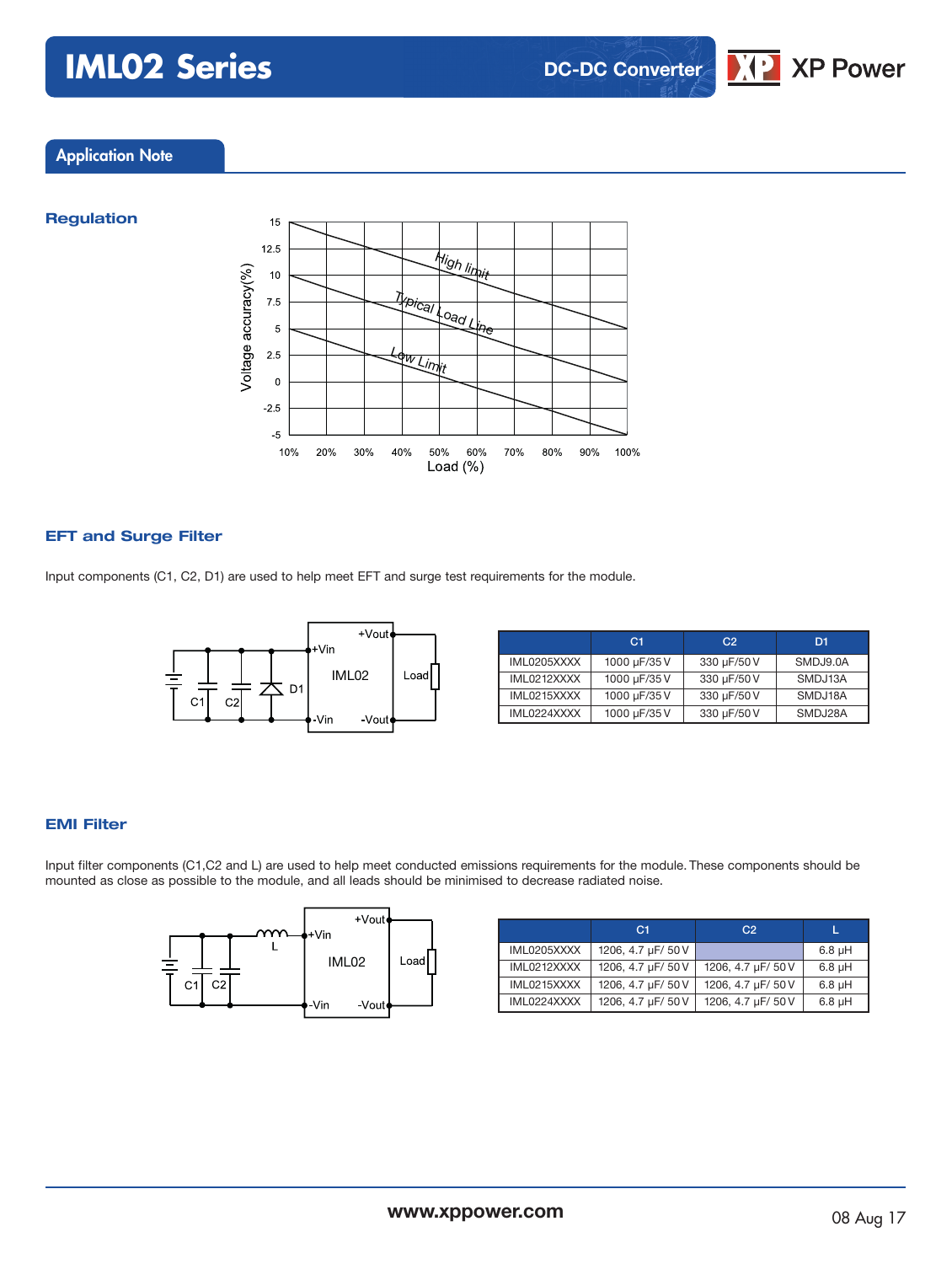## Application Note

### Regulation

Voltage accuracy(%)

15
12.5
10
7.5
5
2.5
0
-2.5
-5

10% 20% 30% 40% 50% 60% 70% 80% 90% 100%

Load (%)

High limit

Typical Load Line

Low Limit

### EFT and Surge Filter

Input components (C1, C2, D1) are used to help meet EFT and surge test requirements for the module.

+Vin
-Vin
+Vout
-Vout
IML02
Load
C1
C2
D1

| | C1 | C2 | D1 |
|---|---|---|---|
| IML0205XXXX | 1000 µF/35 V | 330 µF/50 V | SMDJ9.0A |
| IML0212XXXX | 1000 µF/35 V | 330 µF/50 V | SMDJ13A |
| IML0215XXXX | 1000 µF/35 V | 330 µF/50 V | SMDJ18A |
| IML0224XXXX | 1000 µF/35 V | 330 µF/50 V | SMDJ28A |

### EMI Filter

Input filter components (C1,C2 and L) are used to help meet conducted emissions requirements for the module. These components should be mounted as close as possible to the module, and all leads should be minimised to decrease radiated noise.

+Vin
-Vin
+Vout
-Vout
IML02
Load
L
C1
C2

| | C1 | C2 | L |
|---|---|---|---|
| IML0205XXXX | 1206, 4.7 µF/ 50 V | | 6.8 µH |
| IML0212XXXX | 1206, 4.7 µF/ 50 V | 1206, 4.7 µF/ 50 V | 6.8 µH |
| IML0215XXXX | 1206, 4.7 µF/ 50 V | 1206, 4.7 µF/ 50 V | 6.8 µH |
| IML0224XXXX | 1206, 4.7 µF/ 50 V | 1206, 4.7 µF/ 50 V | 6.8 µH |